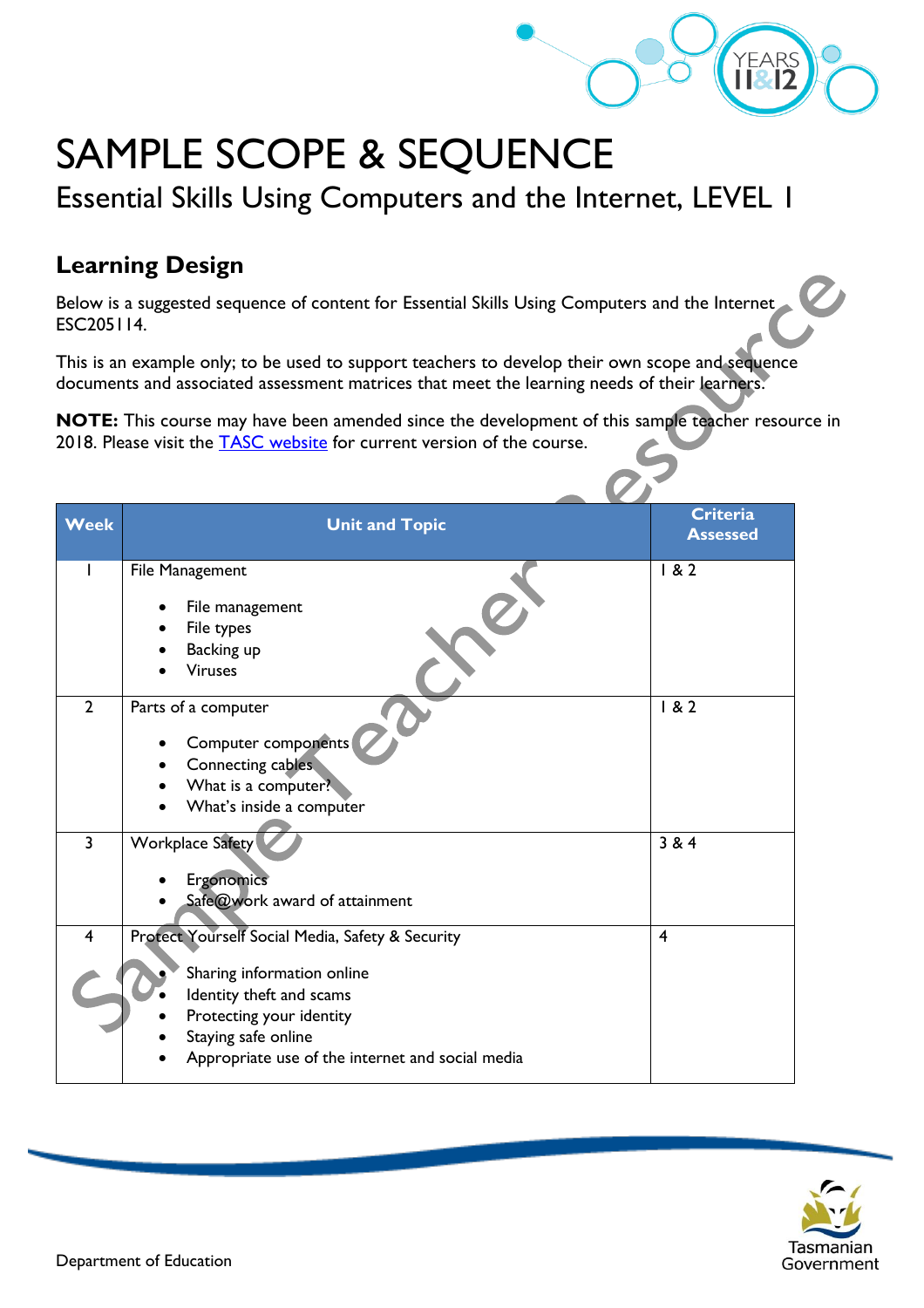# SAMPLE SCOPE & SEQUENCE

## Essential Skills Using Computers and the Internet, LEVEL 1

### Learning Design

Below is a suggested sequence of content for Essential Skills Using Computers and the Internet ESC205114.

This is an example only; to be used to support teachers to develop their own scope and sequence documents and associated assessment matrices that meet the learning needs of their learners.

**NOTE:** This course may have been amended since the development of this sample teacher resource in 2018. Please visit the [TASC website]() for current version of the course.

| Week | Unit and Topic | Criteria Assessed |
|---|---|---|
| 1 | File Management<br><br>• File management<br>• File types<br>• Backing up<br>• Viruses | 1 & 2 |
| 2 | Parts of a computer<br><br>• Computer components<br>• Connecting cables<br>• What is a computer?<br>• What's inside a computer | 1 & 2 |
| 3 | Workplace Safety<br><br>• Ergonomics<br>• Safe@work award of attainment | 3 & 4 |
| 4 | Protect Yourself Social Media, Safety & Security<br><br>• Sharing information online<br>• Identity theft and scams<br>• Protecting your identity<br>• Staying safe online<br>• Appropriate use of the internet and social media | 4 |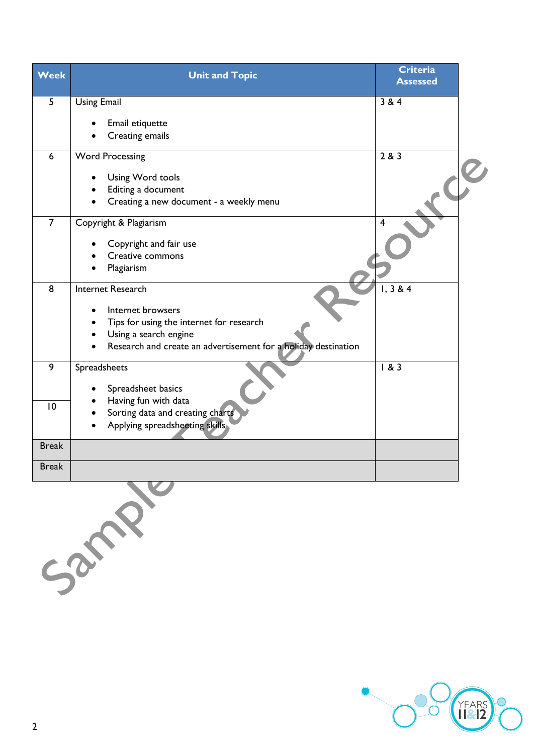| Week | Unit and Topic | Criteria Assessed |
|---|---|---|
| 5 | Using Email<br><br>• Email etiquette<br>• Creating emails | 3 & 4 |
| 6 | Word Processing<br><br>• Using Word tools<br>• Editing a document<br>• Creating a new document - a weekly menu | 2 & 3 |
| 7 | Copyright & Plagiarism<br><br>• Copyright and fair use<br>• Creative commons<br>• Plagiarism | 4 |
| 8 | Internet Research<br><br>• Internet browsers<br>• Tips for using the internet for research<br>• Using a search engine<br>• Research and create an advertisement for a holiday destination | 1, 3 & 4 |
| 9<br><br>10 | Spreadsheets<br><br>• Spreadsheet basics<br>• Having fun with data<br>• Sorting data and creating charts<br>• Applying spreadsheeting skills | 1 & 3 |
| Break | | |
| Break | | |